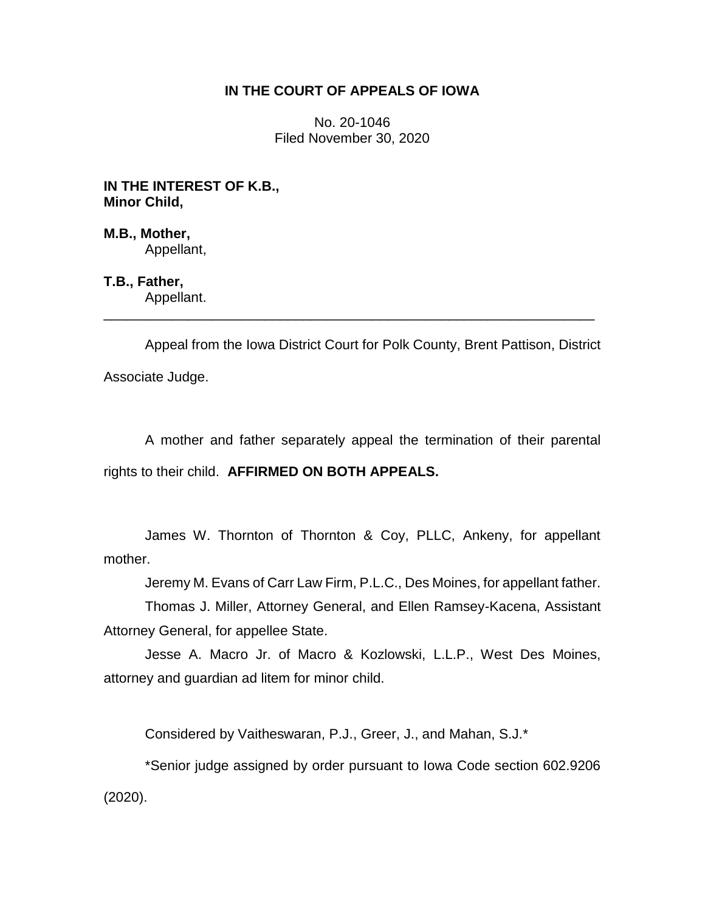**IN THE COURT OF APPEALS OF IOWA**

No. 20-1046
Filed November 30, 2020

**IN THE INTEREST OF K.B.,**
**Minor Child,**

**M.B., Mother,**
Appellant,

**T.B., Father,**
Appellant.

---

Appeal from the Iowa District Court for Polk County, Brent Pattison, District Associate Judge.

A mother and father separately appeal the termination of their parental rights to their child. **AFFIRMED ON BOTH APPEALS.**

James W. Thornton of Thornton & Coy, PLLC, Ankeny, for appellant mother.

Jeremy M. Evans of Carr Law Firm, P.L.C., Des Moines, for appellant father.

Thomas J. Miller, Attorney General, and Ellen Ramsey-Kacena, Assistant Attorney General, for appellee State.

Jesse A. Macro Jr. of Macro & Kozlowski, L.L.P., West Des Moines, attorney and guardian ad litem for minor child.

Considered by Vaitheswaran, P.J., Greer, J., and Mahan, S.J.*

*Senior judge assigned by order pursuant to Iowa Code section 602.9206 (2020).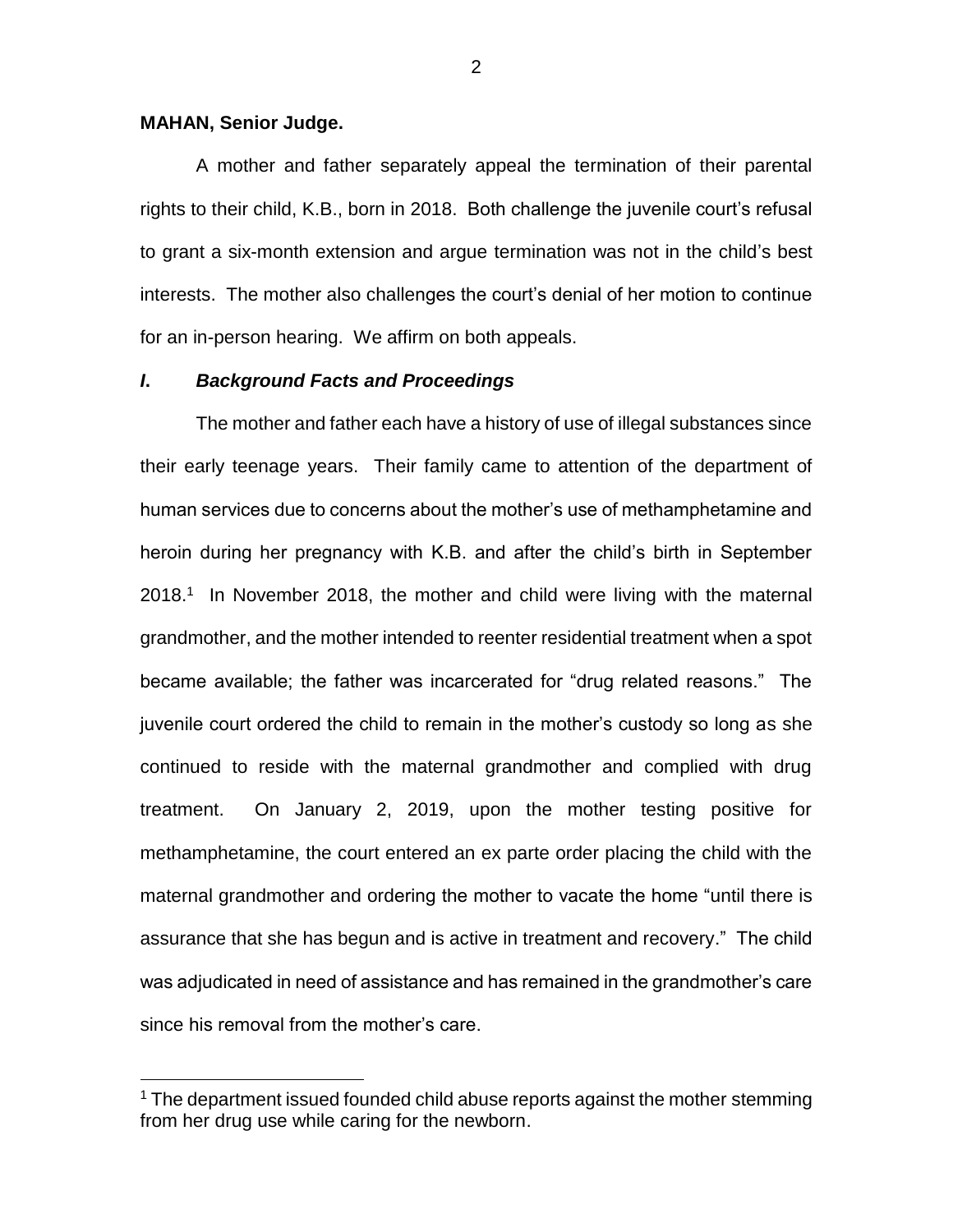**MAHAN, Senior Judge.**

A mother and father separately appeal the termination of their parental rights to their child, K.B., born in 2018. Both challenge the juvenile court's refusal to grant a six-month extension and argue termination was not in the child's best interests. The mother also challenges the court's denial of her motion to continue for an in-person hearing. We affirm on both appeals.

## *I. Background Facts and Proceedings*

The mother and father each have a history of use of illegal substances since their early teenage years. Their family came to attention of the department of human services due to concerns about the mother's use of methamphetamine and heroin during her pregnancy with K.B. and after the child's birth in September 2018.[1] In November 2018, the mother and child were living with the maternal grandmother, and the mother intended to reenter residential treatment when a spot became available; the father was incarcerated for "drug related reasons." The juvenile court ordered the child to remain in the mother's custody so long as she continued to reside with the maternal grandmother and complied with drug treatment. On January 2, 2019, upon the mother testing positive for methamphetamine, the court entered an ex parte order placing the child with the maternal grandmother and ordering the mother to vacate the home "until there is assurance that she has begun and is active in treatment and recovery." The child was adjudicated in need of assistance and has remained in the grandmother's care since his removal from the mother's care.

[1] The department issued founded child abuse reports against the mother stemming from her drug use while caring for the newborn.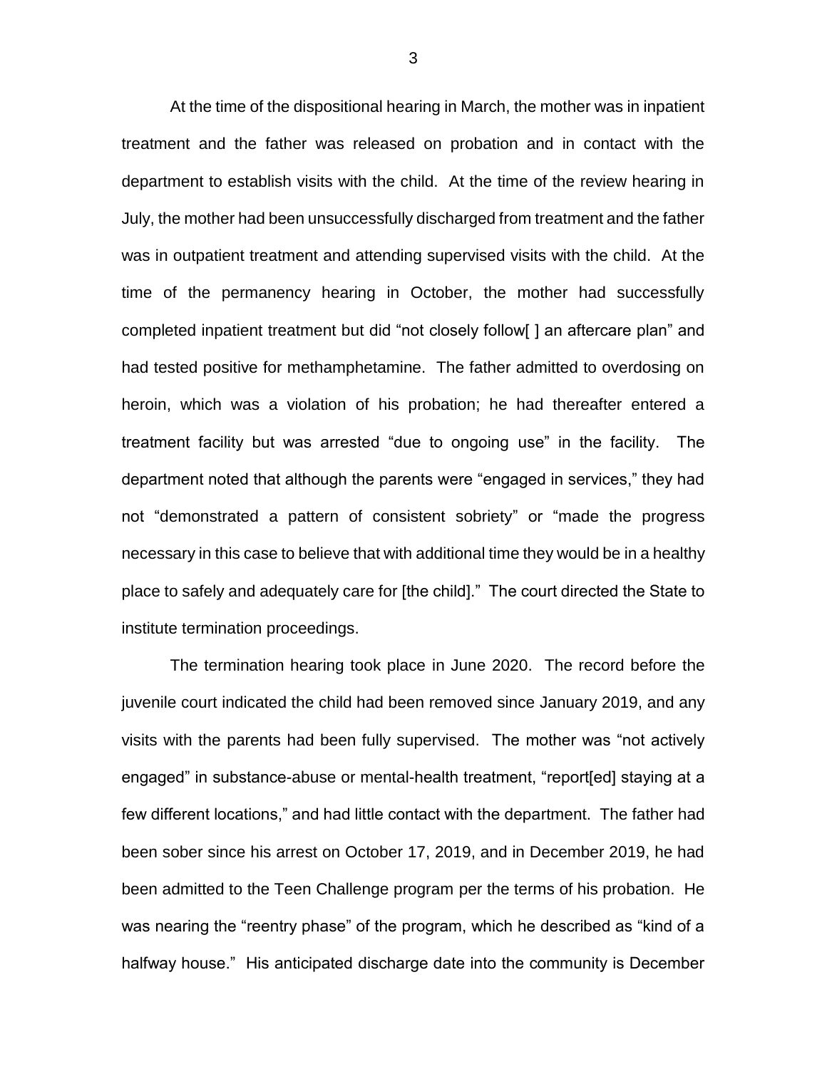At the time of the dispositional hearing in March, the mother was in inpatient treatment and the father was released on probation and in contact with the department to establish visits with the child. At the time of the review hearing in July, the mother had been unsuccessfully discharged from treatment and the father was in outpatient treatment and attending supervised visits with the child. At the time of the permanency hearing in October, the mother had successfully completed inpatient treatment but did "not closely follow[ ] an aftercare plan" and had tested positive for methamphetamine. The father admitted to overdosing on heroin, which was a violation of his probation; he had thereafter entered a treatment facility but was arrested "due to ongoing use" in the facility. The department noted that although the parents were "engaged in services," they had not "demonstrated a pattern of consistent sobriety" or "made the progress necessary in this case to believe that with additional time they would be in a healthy place to safely and adequately care for [the child]." The court directed the State to institute termination proceedings.

The termination hearing took place in June 2020. The record before the juvenile court indicated the child had been removed since January 2019, and any visits with the parents had been fully supervised. The mother was "not actively engaged" in substance-abuse or mental-health treatment, "report[ed] staying at a few different locations," and had little contact with the department. The father had been sober since his arrest on October 17, 2019, and in December 2019, he had been admitted to the Teen Challenge program per the terms of his probation. He was nearing the "reentry phase" of the program, which he described as "kind of a halfway house." His anticipated discharge date into the community is December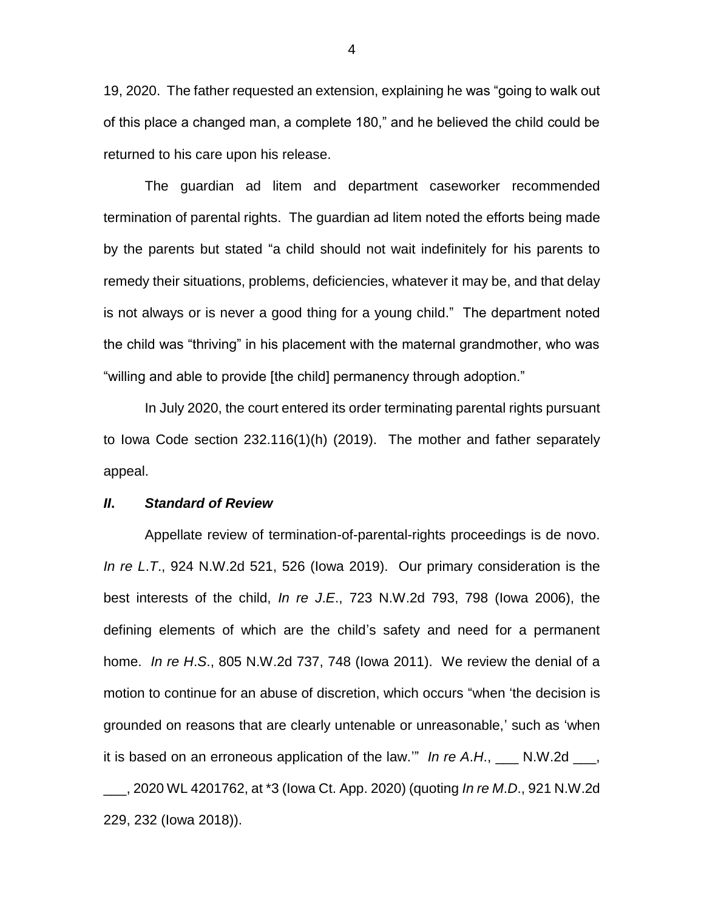19, 2020. The father requested an extension, explaining he was "going to walk out of this place a changed man, a complete 180," and he believed the child could be returned to his care upon his release.

The guardian ad litem and department caseworker recommended termination of parental rights. The guardian ad litem noted the efforts being made by the parents but stated "a child should not wait indefinitely for his parents to remedy their situations, problems, deficiencies, whatever it may be, and that delay is not always or is never a good thing for a young child." The department noted the child was "thriving" in his placement with the maternal grandmother, who was "willing and able to provide [the child] permanency through adoption."

In July 2020, the court entered its order terminating parental rights pursuant to Iowa Code section 232.116(1)(h) (2019). The mother and father separately appeal.

### *II. Standard of Review*

Appellate review of termination-of-parental-rights proceedings is de novo. *In re L.T.*, 924 N.W.2d 521, 526 (Iowa 2019). Our primary consideration is the best interests of the child, *In re J.E.*, 723 N.W.2d 793, 798 (Iowa 2006), the defining elements of which are the child's safety and need for a permanent home. *In re H.S.*, 805 N.W.2d 737, 748 (Iowa 2011). We review the denial of a motion to continue for an abuse of discretion, which occurs "when 'the decision is grounded on reasons that are clearly untenable or unreasonable,' such as 'when it is based on an erroneous application of the law.'" *In re A.H.*, ___ N.W.2d ___, ___, 2020 WL 4201762, at *3 (Iowa Ct. App. 2020) (quoting *In re M.D.*, 921 N.W.2d 229, 232 (Iowa 2018)).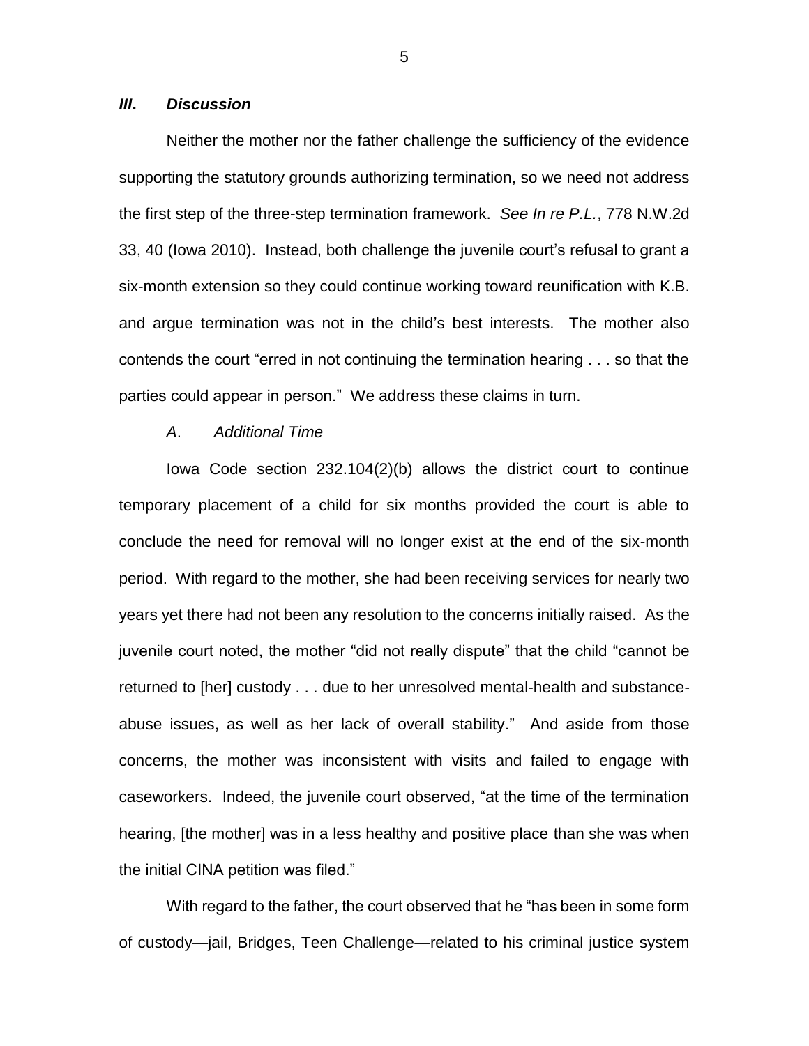### *III. Discussion*

Neither the mother nor the father challenge the sufficiency of the evidence supporting the statutory grounds authorizing termination, so we need not address the first step of the three-step termination framework. *See In re P.L.*, 778 N.W.2d 33, 40 (Iowa 2010). Instead, both challenge the juvenile court's refusal to grant a six-month extension so they could continue working toward reunification with K.B. and argue termination was not in the child's best interests. The mother also contends the court "erred in not continuing the termination hearing . . . so that the parties could appear in person." We address these claims in turn.

#### *A. Additional Time*

Iowa Code section 232.104(2)(b) allows the district court to continue temporary placement of a child for six months provided the court is able to conclude the need for removal will no longer exist at the end of the six-month period. With regard to the mother, she had been receiving services for nearly two years yet there had not been any resolution to the concerns initially raised. As the juvenile court noted, the mother "did not really dispute" that the child "cannot be returned to [her] custody . . . due to her unresolved mental-health and substance-abuse issues, as well as her lack of overall stability." And aside from those concerns, the mother was inconsistent with visits and failed to engage with caseworkers. Indeed, the juvenile court observed, "at the time of the termination hearing, [the mother] was in a less healthy and positive place than she was when the initial CINA petition was filed."

With regard to the father, the court observed that he "has been in some form of custody—jail, Bridges, Teen Challenge—related to his criminal justice system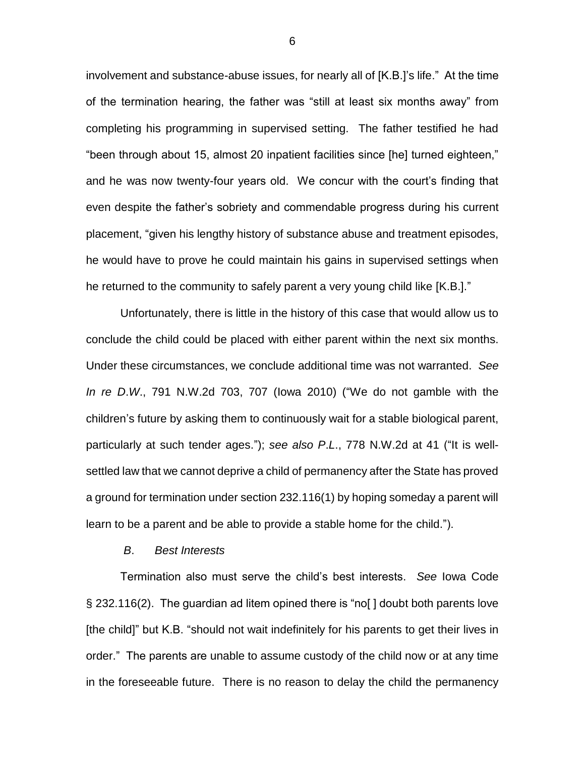involvement and substance-abuse issues, for nearly all of [K.B.]'s life." At the time of the termination hearing, the father was "still at least six months away" from completing his programming in supervised setting. The father testified he had "been through about 15, almost 20 inpatient facilities since [he] turned eighteen," and he was now twenty-four years old. We concur with the court's finding that even despite the father's sobriety and commendable progress during his current placement, "given his lengthy history of substance abuse and treatment episodes, he would have to prove he could maintain his gains in supervised settings when he returned to the community to safely parent a very young child like [K.B.]."

Unfortunately, there is little in the history of this case that would allow us to conclude the child could be placed with either parent within the next six months. Under these circumstances, we conclude additional time was not warranted. *See In re D.W.*, 791 N.W.2d 703, 707 (Iowa 2010) ("We do not gamble with the children's future by asking them to continuously wait for a stable biological parent, particularly at such tender ages."); *see also P.L.*, 778 N.W.2d at 41 ("It is well-settled law that we cannot deprive a child of permanency after the State has proved a ground for termination under section 232.116(1) by hoping someday a parent will learn to be a parent and be able to provide a stable home for the child.").

### *B*. *Best Interests*

Termination also must serve the child's best interests. *See* Iowa Code § 232.116(2). The guardian ad litem opined there is "no[ ] doubt both parents love [the child]" but K.B. "should not wait indefinitely for his parents to get their lives in order." The parents are unable to assume custody of the child now or at any time in the foreseeable future. There is no reason to delay the child the permanency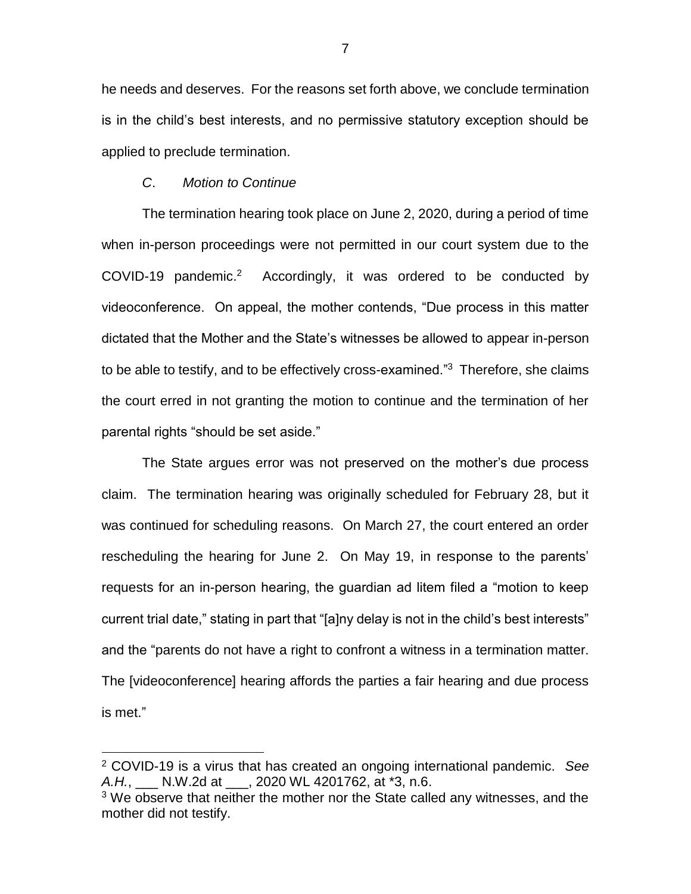he needs and deserves. For the reasons set forth above, we conclude termination is in the child's best interests, and no permissive statutory exception should be applied to preclude termination.

### *C. Motion to Continue*

The termination hearing took place on June 2, 2020, during a period of time when in-person proceedings were not permitted in our court system due to the COVID-19 pandemic.[2] Accordingly, it was ordered to be conducted by videoconference. On appeal, the mother contends, "Due process in this matter dictated that the Mother and the State's witnesses be allowed to appear in-person to be able to testify, and to be effectively cross-examined."[3] Therefore, she claims the court erred in not granting the motion to continue and the termination of her parental rights "should be set aside."

The State argues error was not preserved on the mother's due process claim. The termination hearing was originally scheduled for February 28, but it was continued for scheduling reasons. On March 27, the court entered an order rescheduling the hearing for June 2. On May 19, in response to the parents' requests for an in-person hearing, the guardian ad litem filed a "motion to keep current trial date," stating in part that "[a]ny delay is not in the child's best interests" and the "parents do not have a right to confront a witness in a termination matter. The [videoconference] hearing affords the parties a fair hearing and due process is met."

---

[2] COVID-19 is a virus that has created an ongoing international pandemic. *See A.H.*, ___ N.W.2d at ___, 2020 WL 4201762, at *3, n.6.

[3] We observe that neither the mother nor the State called any witnesses, and the mother did not testify.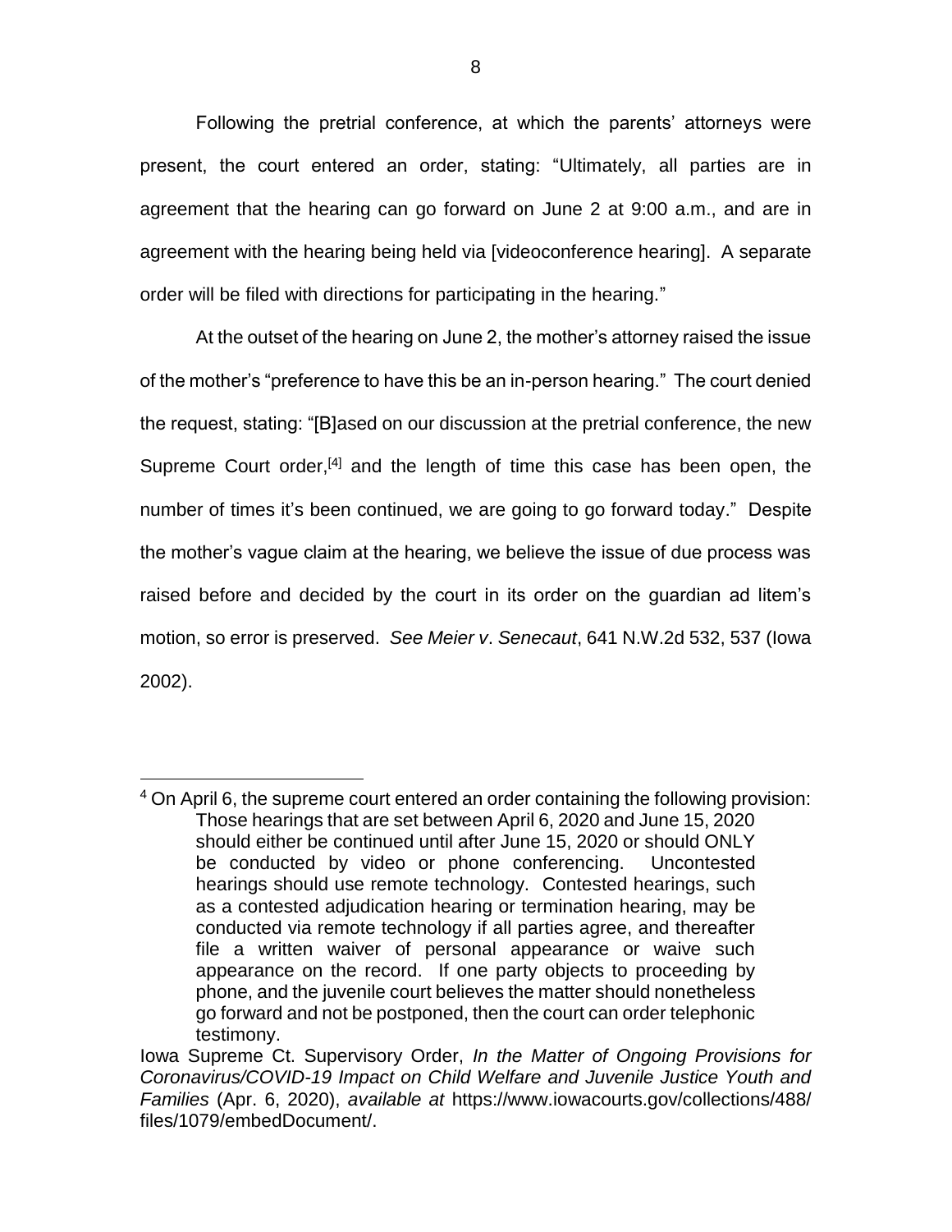Following the pretrial conference, at which the parents' attorneys were present, the court entered an order, stating: "Ultimately, all parties are in agreement that the hearing can go forward on June 2 at 9:00 a.m., and are in agreement with the hearing being held via [videoconference hearing]. A separate order will be filed with directions for participating in the hearing."

At the outset of the hearing on June 2, the mother's attorney raised the issue of the mother's "preference to have this be an in-person hearing." The court denied the request, stating: "[B]ased on our discussion at the pretrial conference, the new Supreme Court order,[4] and the length of time this case has been open, the number of times it's been continued, we are going to go forward today." Despite the mother's vague claim at the hearing, we believe the issue of due process was raised before and decided by the court in its order on the guardian ad litem's motion, so error is preserved. *See Meier v. Senecaut*, 641 N.W.2d 532, 537 (Iowa 2002).

---

[4] On April 6, the supreme court entered an order containing the following provision:

> Those hearings that are set between April 6, 2020 and June 15, 2020 should either be continued until after June 15, 2020 or should ONLY be conducted by video or phone conferencing. Uncontested hearings should use remote technology. Contested hearings, such as a contested adjudication hearing or termination hearing, may be conducted via remote technology if all parties agree, and thereafter file a written waiver of personal appearance or waive such appearance on the record. If one party objects to proceeding by phone, and the juvenile court believes the matter should nonetheless go forward and not be postponed, then the court can order telephonic testimony.

Iowa Supreme Ct. Supervisory Order, *In the Matter of Ongoing Provisions for Coronavirus/COVID-19 Impact on Child Welfare and Juvenile Justice Youth and Families* (Apr. 6, 2020), *available at* https://www.iowacourts.gov/collections/488/files/1079/embedDocument/.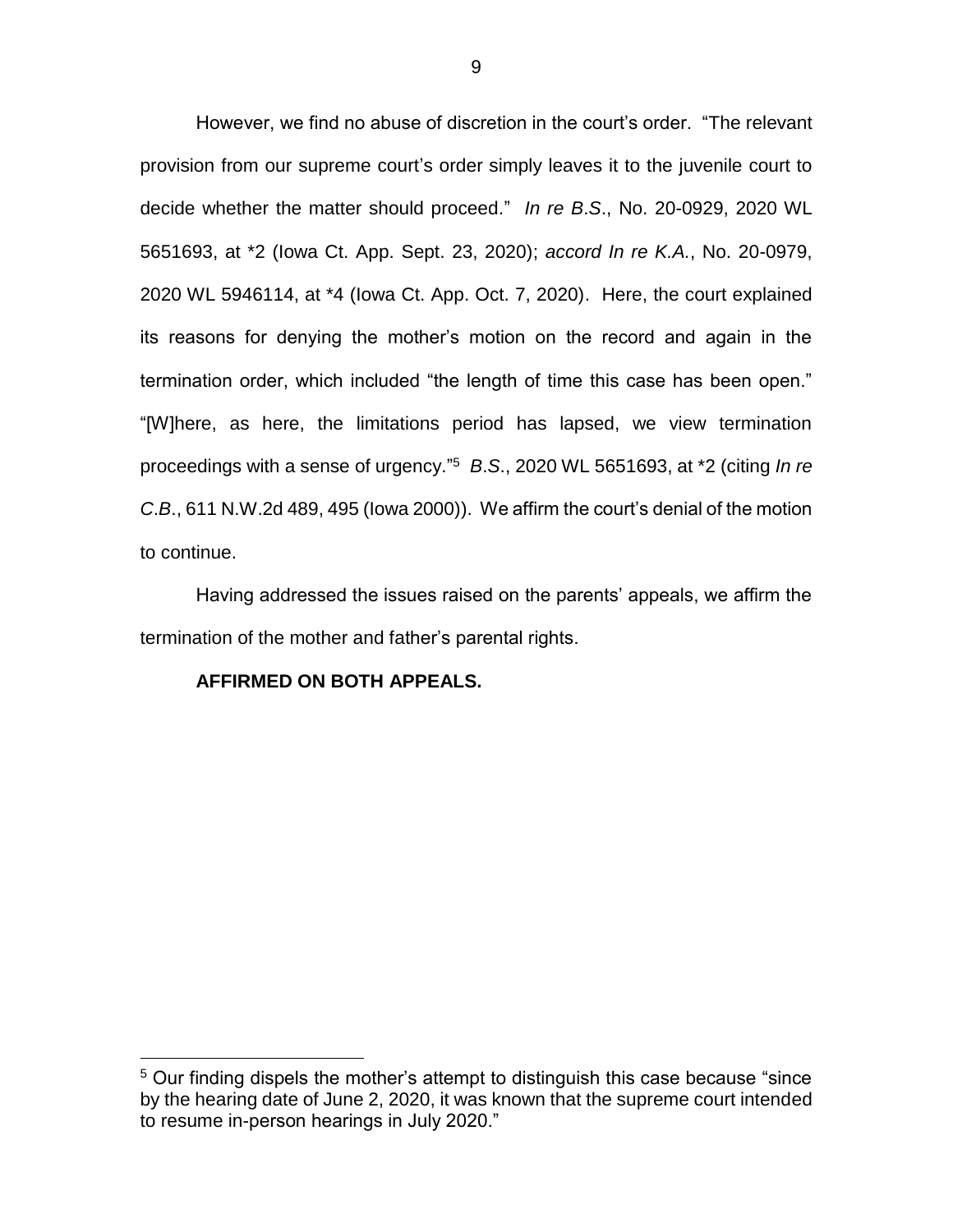However, we find no abuse of discretion in the court's order. "The relevant provision from our supreme court's order simply leaves it to the juvenile court to decide whether the matter should proceed." *In re B.S.*, No. 20-0929, 2020 WL 5651693, at *2 (Iowa Ct. App. Sept. 23, 2020); *accord In re K.A.*, No. 20-0979, 2020 WL 5946114, at *4 (Iowa Ct. App. Oct. 7, 2020). Here, the court explained its reasons for denying the mother's motion on the record and again in the termination order, which included "the length of time this case has been open." "[W]here, as here, the limitations period has lapsed, we view termination proceedings with a sense of urgency."[5] *B.S.*, 2020 WL 5651693, at *2 (citing *In re C.B.*, 611 N.W.2d 489, 495 (Iowa 2000)). We affirm the court's denial of the motion to continue.

Having addressed the issues raised on the parents' appeals, we affirm the termination of the mother and father's parental rights.

**AFFIRMED ON BOTH APPEALS.**

---

[5] Our finding dispels the mother's attempt to distinguish this case because "since by the hearing date of June 2, 2020, it was known that the supreme court intended to resume in-person hearings in July 2020."